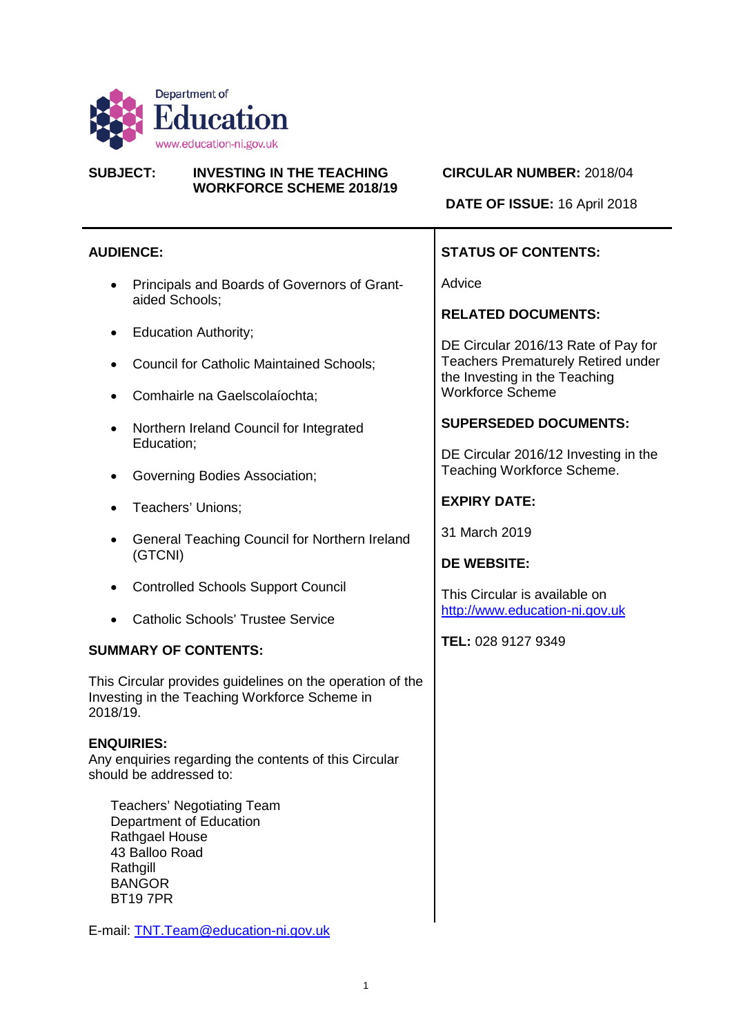Department of
# Education
www.education-ni.gov.uk

**SUBJECT:** **INVESTING IN THE TEACHING WORKFORCE SCHEME 2018/19**

**CIRCULAR NUMBER:** 2018/04

**DATE OF ISSUE:** 16 April 2018

---

**AUDIENCE:**

- Principals and Boards of Governors of Grant-aided Schools;
- Education Authority;
- Council for Catholic Maintained Schools;
- Comhairle na Gaelscolaíochta;
- Northern Ireland Council for Integrated Education;
- Governing Bodies Association;
- Teachers' Unions;
- General Teaching Council for Northern Ireland (GTCNI)
- Controlled Schools Support Council
- Catholic Schools' Trustee Service

**SUMMARY OF CONTENTS:**

This Circular provides guidelines on the operation of the Investing in the Teaching Workforce Scheme in 2018/19.

**ENQUIRIES:**
Any enquiries regarding the contents of this Circular should be addressed to:

Teachers' Negotiating Team
Department of Education
Rathgael House
43 Balloo Road
Rathgill
BANGOR
BT19 7PR

E-mail: TNT.Team@education-ni.gov.uk

**STATUS OF CONTENTS:**

Advice

**RELATED DOCUMENTS:**

DE Circular 2016/13 Rate of Pay for Teachers Prematurely Retired under the Investing in the Teaching Workforce Scheme

**SUPERSEDED DOCUMENTS:**

DE Circular 2016/12 Investing in the Teaching Workforce Scheme.

**EXPIRY DATE:**

31 March 2019

**DE WEBSITE:**

This Circular is available on http://www.education-ni.gov.uk

**TEL:** 028 9127 9349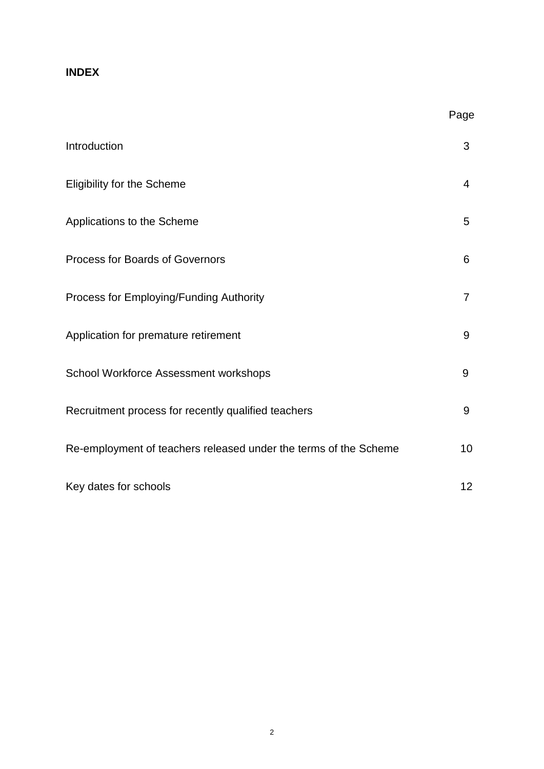**INDEX**

| | Page |
|---|---|
| Introduction | 3 |
| Eligibility for the Scheme | 4 |
| Applications to the Scheme | 5 |
| Process for Boards of Governors | 6 |
| Process for Employing/Funding Authority | 7 |
| Application for premature retirement | 9 |
| School Workforce Assessment workshops | 9 |
| Recruitment process for recently qualified teachers | 9 |
| Re-employment of teachers released under the terms of the Scheme | 10 |
| Key dates for schools | 12 |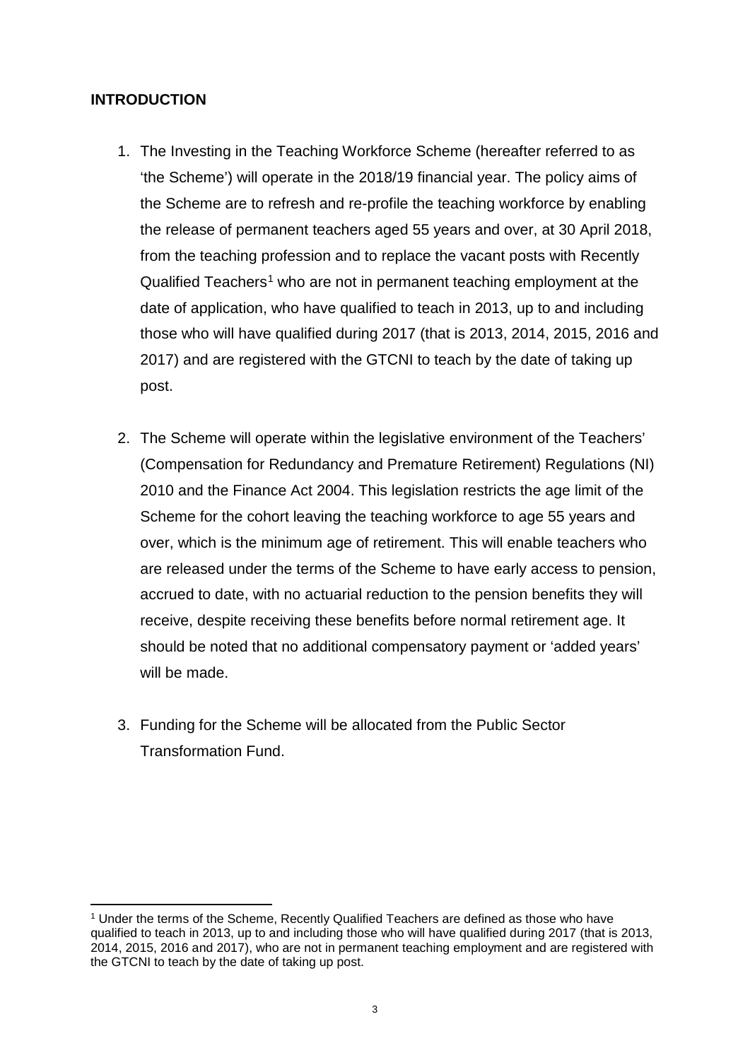## INTRODUCTION

1. The Investing in the Teaching Workforce Scheme (hereafter referred to as 'the Scheme') will operate in the 2018/19 financial year. The policy aims of the Scheme are to refresh and re-profile the teaching workforce by enabling the release of permanent teachers aged 55 years and over, at 30 April 2018, from the teaching profession and to replace the vacant posts with Recently Qualified Teachers[1] who are not in permanent teaching employment at the date of application, who have qualified to teach in 2013, up to and including those who will have qualified during 2017 (that is 2013, 2014, 2015, 2016 and 2017) and are registered with the GTCNI to teach by the date of taking up post.

2. The Scheme will operate within the legislative environment of the Teachers' (Compensation for Redundancy and Premature Retirement) Regulations (NI) 2010 and the Finance Act 2004. This legislation restricts the age limit of the Scheme for the cohort leaving the teaching workforce to age 55 years and over, which is the minimum age of retirement. This will enable teachers who are released under the terms of the Scheme to have early access to pension, accrued to date, with no actuarial reduction to the pension benefits they will receive, despite receiving these benefits before normal retirement age. It should be noted that no additional compensatory payment or 'added years' will be made.

3. Funding for the Scheme will be allocated from the Public Sector Transformation Fund.

[1] Under the terms of the Scheme, Recently Qualified Teachers are defined as those who have qualified to teach in 2013, up to and including those who will have qualified during 2017 (that is 2013, 2014, 2015, 2016 and 2017), who are not in permanent teaching employment and are registered with the GTCNI to teach by the date of taking up post.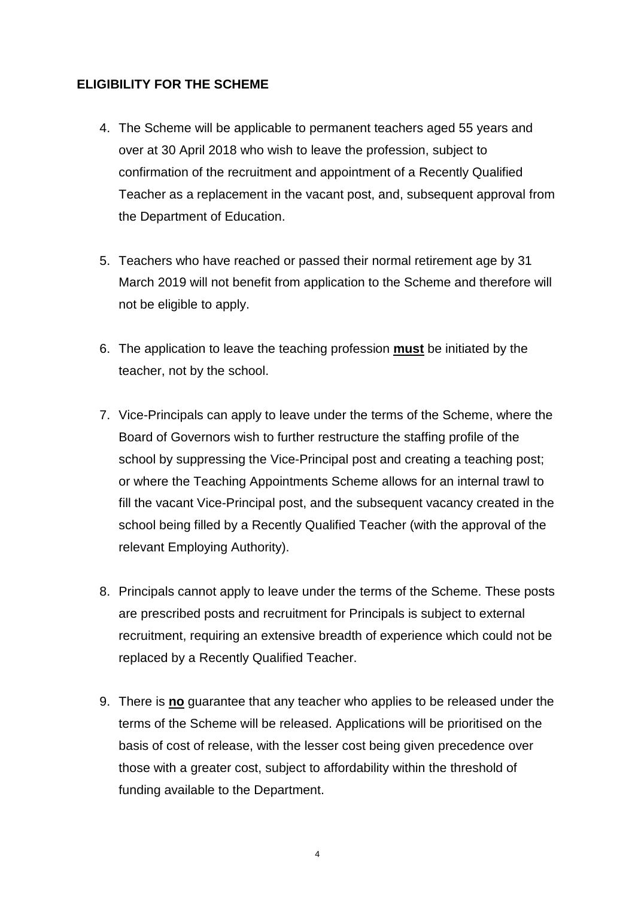## ELIGIBILITY FOR THE SCHEME

4. The Scheme will be applicable to permanent teachers aged 55 years and over at 30 April 2018 who wish to leave the profession, subject to confirmation of the recruitment and appointment of a Recently Qualified Teacher as a replacement in the vacant post, and, subsequent approval from the Department of Education.

5. Teachers who have reached or passed their normal retirement age by 31 March 2019 will not benefit from application to the Scheme and therefore will not be eligible to apply.

6. The application to leave the teaching profession **<u>must</u>** be initiated by the teacher, not by the school.

7. Vice-Principals can apply to leave under the terms of the Scheme, where the Board of Governors wish to further restructure the staffing profile of the school by suppressing the Vice-Principal post and creating a teaching post; or where the Teaching Appointments Scheme allows for an internal trawl to fill the vacant Vice-Principal post, and the subsequent vacancy created in the school being filled by a Recently Qualified Teacher (with the approval of the relevant Employing Authority).

8. Principals cannot apply to leave under the terms of the Scheme. These posts are prescribed posts and recruitment for Principals is subject to external recruitment, requiring an extensive breadth of experience which could not be replaced by a Recently Qualified Teacher.

9. There is **<u>no</u>** guarantee that any teacher who applies to be released under the terms of the Scheme will be released. Applications will be prioritised on the basis of cost of release, with the lesser cost being given precedence over those with a greater cost, subject to affordability within the threshold of funding available to the Department.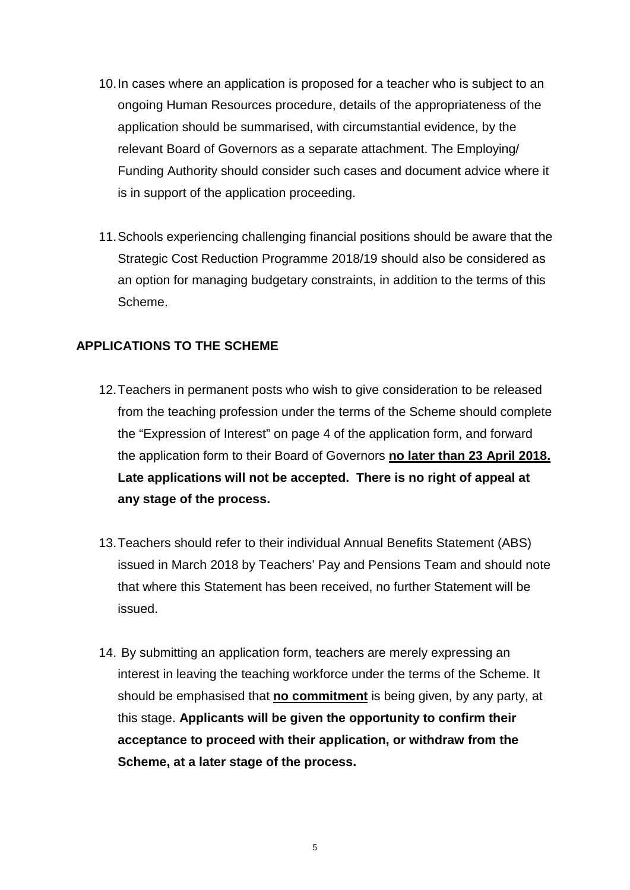10. In cases where an application is proposed for a teacher who is subject to an ongoing Human Resources procedure, details of the appropriateness of the application should be summarised, with circumstantial evidence, by the relevant Board of Governors as a separate attachment. The Employing/ Funding Authority should consider such cases and document advice where it is in support of the application proceeding.

11. Schools experiencing challenging financial positions should be aware that the Strategic Cost Reduction Programme 2018/19 should also be considered as an option for managing budgetary constraints, in addition to the terms of this Scheme.

## APPLICATIONS TO THE SCHEME

12. Teachers in permanent posts who wish to give consideration to be released from the teaching profession under the terms of the Scheme should complete the "Expression of Interest" on page 4 of the application form, and forward the application form to their Board of Governors <u>**no later than 23 April 2018.**</u> **Late applications will not be accepted. There is no right of appeal at any stage of the process.**

13. Teachers should refer to their individual Annual Benefits Statement (ABS) issued in March 2018 by Teachers' Pay and Pensions Team and should note that where this Statement has been received, no further Statement will be issued.

14. By submitting an application form, teachers are merely expressing an interest in leaving the teaching workforce under the terms of the Scheme. It should be emphasised that <u>**no commitment**</u> is being given, by any party, at this stage. **Applicants will be given the opportunity to confirm their acceptance to proceed with their application, or withdraw from the Scheme, at a later stage of the process.**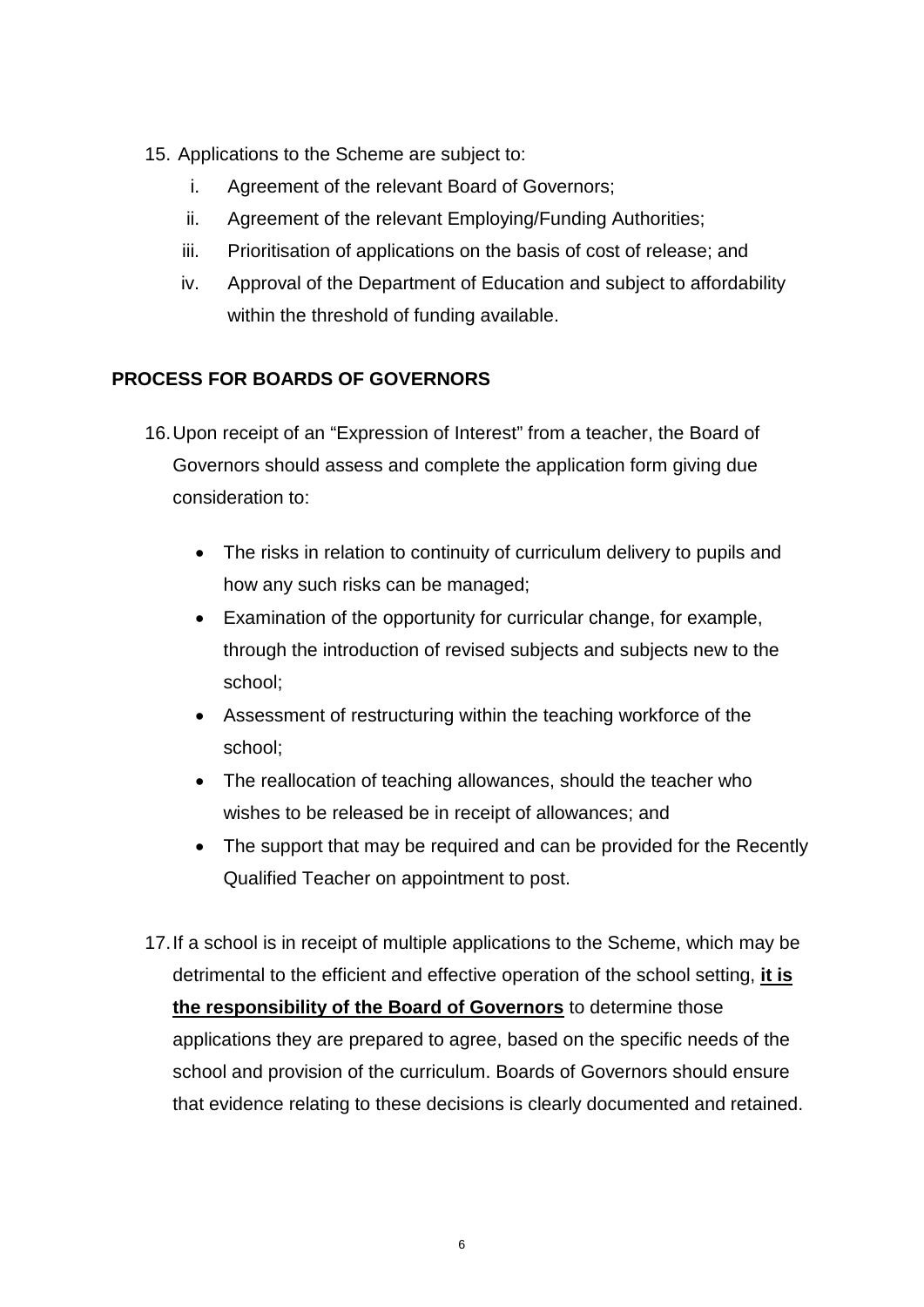15. Applications to the Scheme are subject to:
    i. Agreement of the relevant Board of Governors;
    ii. Agreement of the relevant Employing/Funding Authorities;
    iii. Prioritisation of applications on the basis of cost of release; and
    iv. Approval of the Department of Education and subject to affordability within the threshold of funding available.

## PROCESS FOR BOARDS OF GOVERNORS

16. Upon receipt of an "Expression of Interest" from a teacher, the Board of Governors should assess and complete the application form giving due consideration to:

    - The risks in relation to continuity of curriculum delivery to pupils and how any such risks can be managed;
    - Examination of the opportunity for curricular change, for example, through the introduction of revised subjects and subjects new to the school;
    - Assessment of restructuring within the teaching workforce of the school;
    - The reallocation of teaching allowances, should the teacher who wishes to be released be in receipt of allowances; and
    - The support that may be required and can be provided for the Recently Qualified Teacher on appointment to post.

17. If a school is in receipt of multiple applications to the Scheme, which may be detrimental to the efficient and effective operation of the school setting, **it is the responsibility of the Board of Governors** to determine those applications they are prepared to agree, based on the specific needs of the school and provision of the curriculum. Boards of Governors should ensure that evidence relating to these decisions is clearly documented and retained.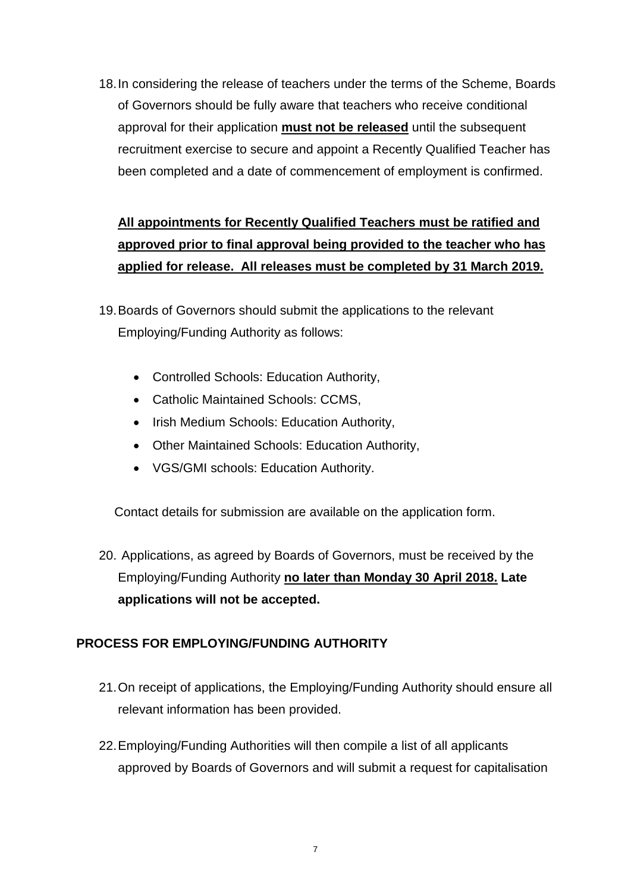18. In considering the release of teachers under the terms of the Scheme, Boards of Governors should be fully aware that teachers who receive conditional approval for their application **must not be released** until the subsequent recruitment exercise to secure and appoint a Recently Qualified Teacher has been completed and a date of commencement of employment is confirmed.

    **All appointments for Recently Qualified Teachers must be ratified and approved prior to final approval being provided to the teacher who has applied for release. All releases must be completed by 31 March 2019.**

19. Boards of Governors should submit the applications to the relevant Employing/Funding Authority as follows:

    - Controlled Schools: Education Authority,
    - Catholic Maintained Schools: CCMS,
    - Irish Medium Schools: Education Authority,
    - Other Maintained Schools: Education Authority,
    - VGS/GMI schools: Education Authority.

    Contact details for submission are available on the application form.

20. Applications, as agreed by Boards of Governors, must be received by the Employing/Funding Authority **no later than Monday 30 April 2018. Late applications will not be accepted.**

## PROCESS FOR EMPLOYING/FUNDING AUTHORITY

21. On receipt of applications, the Employing/Funding Authority should ensure all relevant information has been provided.

22. Employing/Funding Authorities will then compile a list of all applicants approved by Boards of Governors and will submit a request for capitalisation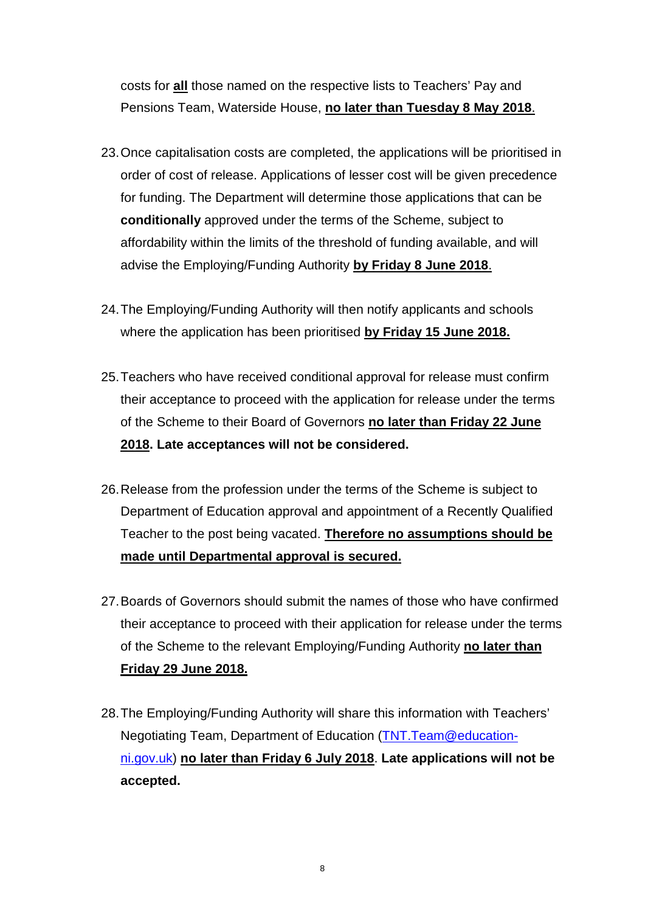costs for **all** those named on the respective lists to Teachers' Pay and Pensions Team, Waterside House, **no later than Tuesday 8 May 2018**.

23. Once capitalisation costs are completed, the applications will be prioritised in order of cost of release. Applications of lesser cost will be given precedence for funding. The Department will determine those applications that can be **conditionally** approved under the terms of the Scheme, subject to affordability within the limits of the threshold of funding available, and will advise the Employing/Funding Authority **by Friday 8 June 2018**.

24. The Employing/Funding Authority will then notify applicants and schools where the application has been prioritised **by Friday 15 June 2018.**

25. Teachers who have received conditional approval for release must confirm their acceptance to proceed with the application for release under the terms of the Scheme to their Board of Governors **no later than Friday 22 June 2018. Late acceptances will not be considered.**

26. Release from the profession under the terms of the Scheme is subject to Department of Education approval and appointment of a Recently Qualified Teacher to the post being vacated. **Therefore no assumptions should be made until Departmental approval is secured.**

27. Boards of Governors should submit the names of those who have confirmed their acceptance to proceed with their application for release under the terms of the Scheme to the relevant Employing/Funding Authority **no later than Friday 29 June 2018.**

28. The Employing/Funding Authority will share this information with Teachers' Negotiating Team, Department of Education ([TNT.Team@education-ni.gov.uk](mailto:TNT.Team@education-ni.gov.uk)) **no later than Friday 6 July 2018**. **Late applications will not be accepted.**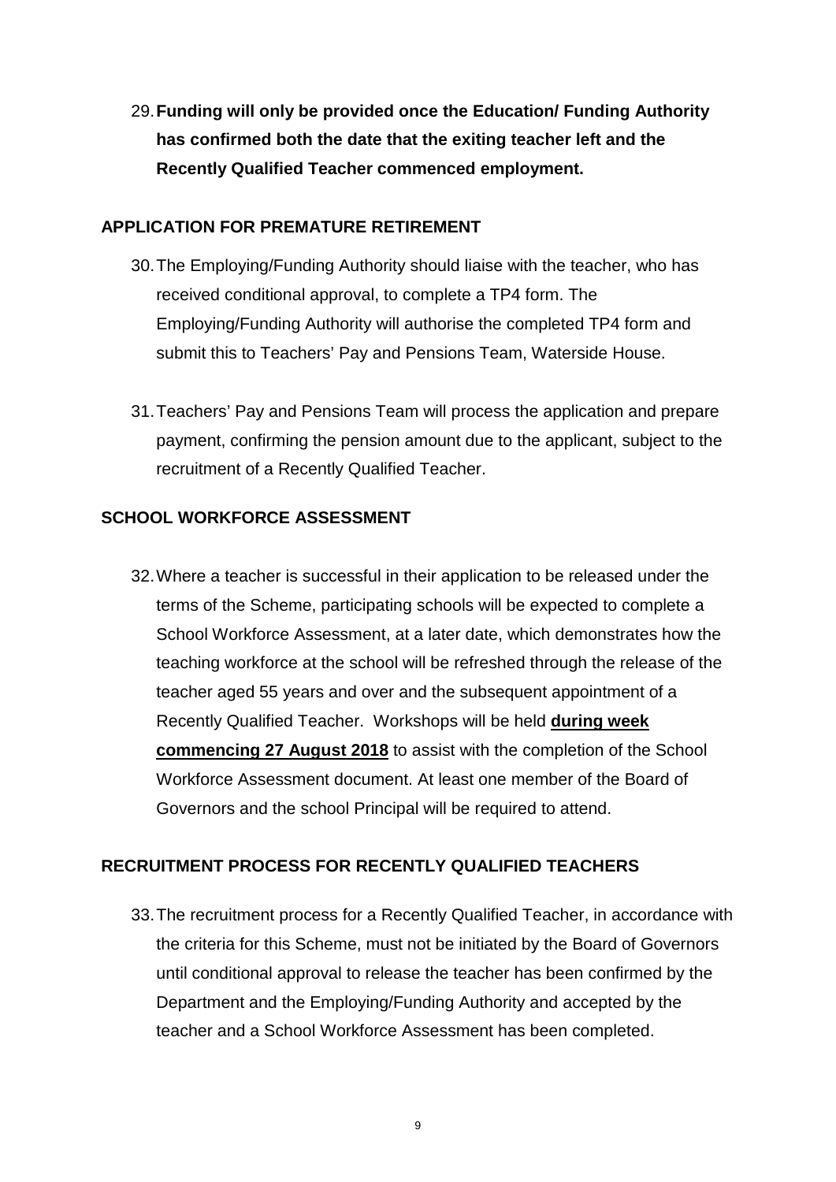29. **Funding will only be provided once the Education/ Funding Authority has confirmed both the date that the exiting teacher left and the Recently Qualified Teacher commenced employment.**

## APPLICATION FOR PREMATURE RETIREMENT

30. The Employing/Funding Authority should liaise with the teacher, who has received conditional approval, to complete a TP4 form. The Employing/Funding Authority will authorise the completed TP4 form and submit this to Teachers' Pay and Pensions Team, Waterside House.

31. Teachers' Pay and Pensions Team will process the application and prepare payment, confirming the pension amount due to the applicant, subject to the recruitment of a Recently Qualified Teacher.

## SCHOOL WORKFORCE ASSESSMENT

32. Where a teacher is successful in their application to be released under the terms of the Scheme, participating schools will be expected to complete a School Workforce Assessment, at a later date, which demonstrates how the teaching workforce at the school will be refreshed through the release of the teacher aged 55 years and over and the subsequent appointment of a Recently Qualified Teacher. Workshops will be held **during week commencing 27 August 2018** to assist with the completion of the School Workforce Assessment document. At least one member of the Board of Governors and the school Principal will be required to attend.

## RECRUITMENT PROCESS FOR RECENTLY QUALIFIED TEACHERS

33. The recruitment process for a Recently Qualified Teacher, in accordance with the criteria for this Scheme, must not be initiated by the Board of Governors until conditional approval to release the teacher has been confirmed by the Department and the Employing/Funding Authority and accepted by the teacher and a School Workforce Assessment has been completed.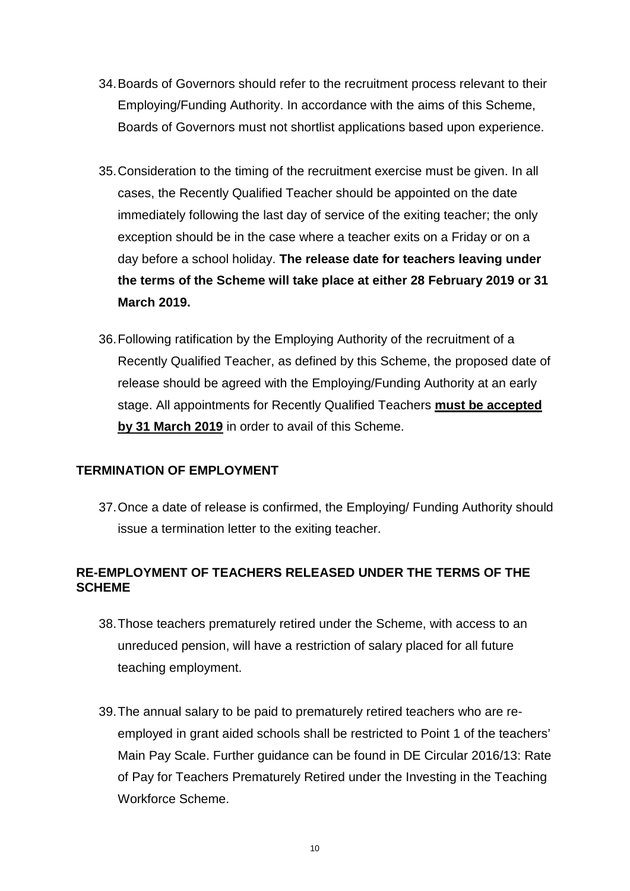34. Boards of Governors should refer to the recruitment process relevant to their Employing/Funding Authority. In accordance with the aims of this Scheme, Boards of Governors must not shortlist applications based upon experience.

35. Consideration to the timing of the recruitment exercise must be given. In all cases, the Recently Qualified Teacher should be appointed on the date immediately following the last day of service of the exiting teacher; the only exception should be in the case where a teacher exits on a Friday or on a day before a school holiday. **The release date for teachers leaving under the terms of the Scheme will take place at either 28 February 2019 or 31 March 2019.**

36. Following ratification by the Employing Authority of the recruitment of a Recently Qualified Teacher, as defined by this Scheme, the proposed date of release should be agreed with the Employing/Funding Authority at an early stage. All appointments for Recently Qualified Teachers <u>**must be accepted by 31 March 2019**</u> in order to avail of this Scheme.

## TERMINATION OF EMPLOYMENT

37. Once a date of release is confirmed, the Employing/ Funding Authority should issue a termination letter to the exiting teacher.

## RE-EMPLOYMENT OF TEACHERS RELEASED UNDER THE TERMS OF THE SCHEME

38. Those teachers prematurely retired under the Scheme, with access to an unreduced pension, will have a restriction of salary placed for all future teaching employment.

39. The annual salary to be paid to prematurely retired teachers who are re-employed in grant aided schools shall be restricted to Point 1 of the teachers' Main Pay Scale. Further guidance can be found in DE Circular 2016/13: Rate of Pay for Teachers Prematurely Retired under the Investing in the Teaching Workforce Scheme.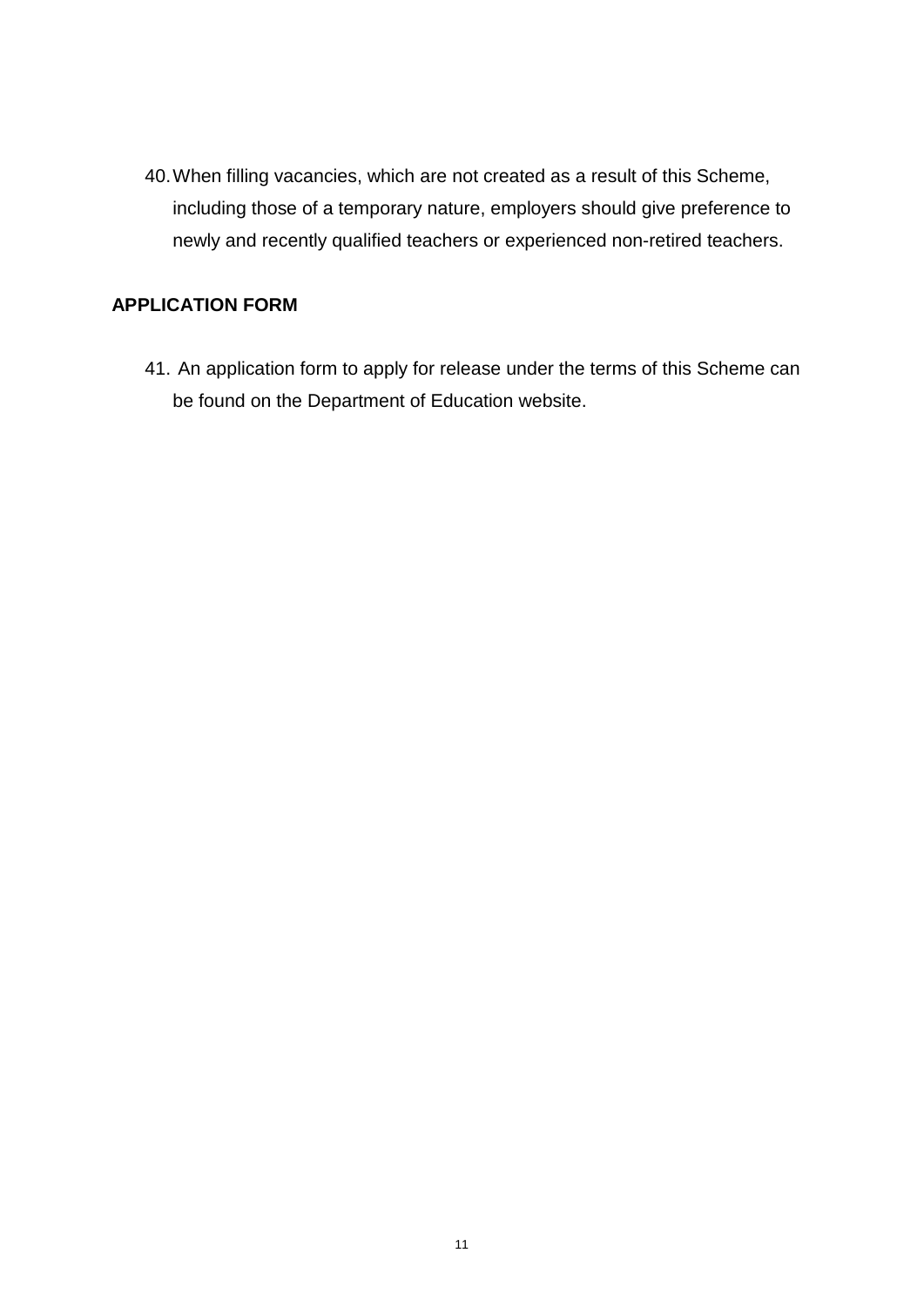40. When filling vacancies, which are not created as a result of this Scheme, including those of a temporary nature, employers should give preference to newly and recently qualified teachers or experienced non-retired teachers.

## APPLICATION FORM

41. An application form to apply for release under the terms of this Scheme can be found on the Department of Education website.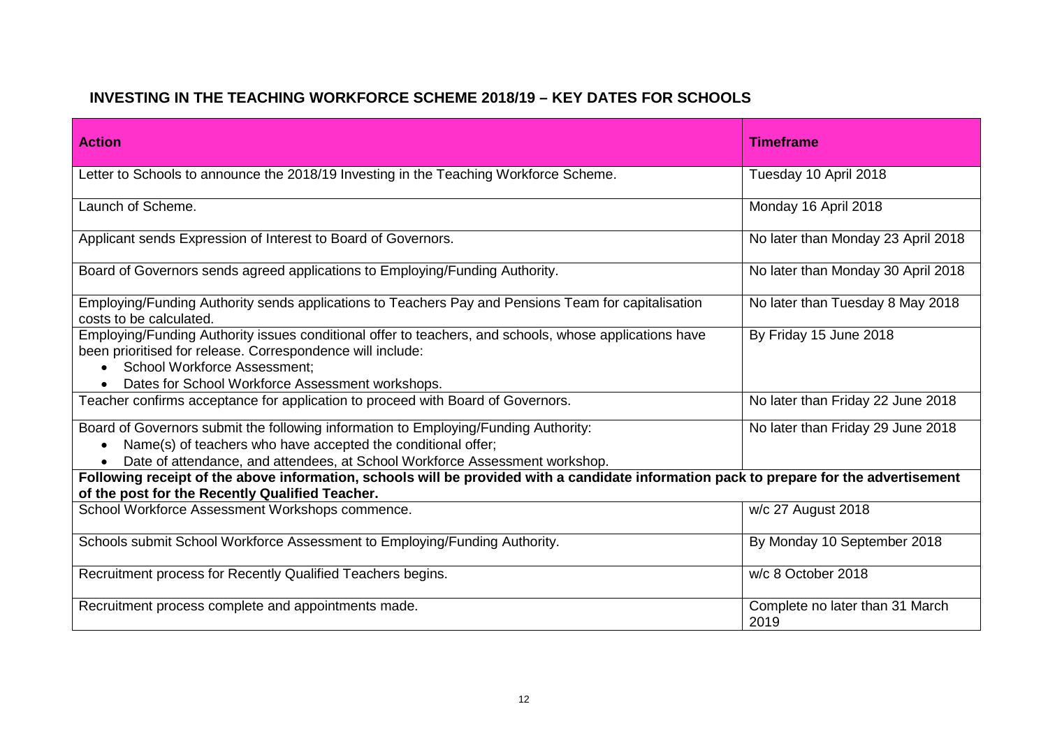## INVESTING IN THE TEACHING WORKFORCE SCHEME 2018/19 – KEY DATES FOR SCHOOLS

| Action | Timeframe |
|---|---|
| Letter to Schools to announce the 2018/19 Investing in the Teaching Workforce Scheme. | Tuesday 10 April 2018 |
| Launch of Scheme. | Monday 16 April 2018 |
| Applicant sends Expression of Interest to Board of Governors. | No later than Monday 23 April 2018 |
| Board of Governors sends agreed applications to Employing/Funding Authority. | No later than Monday 30 April 2018 |
| Employing/Funding Authority sends applications to Teachers Pay and Pensions Team for capitalisation costs to be calculated. | No later than Tuesday 8 May 2018 |
| Employing/Funding Authority issues conditional offer to teachers, and schools, whose applications have been prioritised for release. Correspondence will include: <br>• School Workforce Assessment; <br>• Dates for School Workforce Assessment workshops. | By Friday 15 June 2018 |
| Teacher confirms acceptance for application to proceed with Board of Governors. | No later than Friday 22 June 2018 |
| Board of Governors submit the following information to Employing/Funding Authority: <br>• Name(s) of teachers who have accepted the conditional offer; <br>• Date of attendance, and attendees, at School Workforce Assessment workshop. | No later than Friday 29 June 2018 |
| **Following receipt of the above information, schools will be provided with a candidate information pack to prepare for the advertisement of the post for the Recently Qualified Teacher.** | |
| School Workforce Assessment Workshops commence. | w/c 27 August 2018 |
| Schools submit School Workforce Assessment to Employing/Funding Authority. | By Monday 10 September 2018 |
| Recruitment process for Recently Qualified Teachers begins. | w/c 8 October 2018 |
| Recruitment process complete and appointments made. | Complete no later than 31 March 2019 |